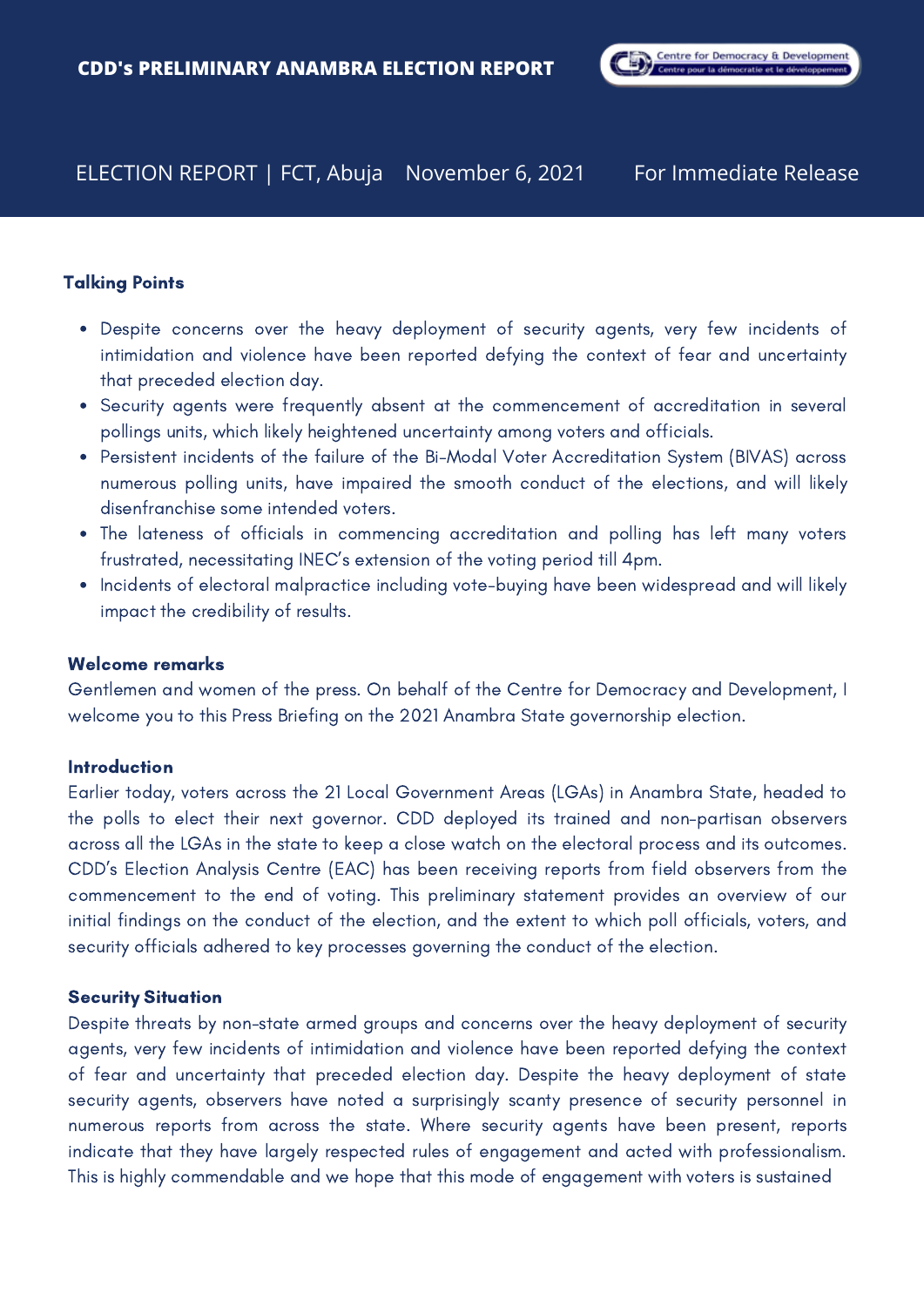# CDD's PRELIMINARY ANAMBRA ELECTION REPORT

ELECTION REPORT | FCT, Abuja November 6, 2021 For Immediate Release

**Talking Points**

- Despite concerns over the heavy deployment of security agents, very few incidents of intimidation and violence have been reported defying the context of fear and uncertainty that preceded election day.
- Security agents were frequently absent at the commencement of accreditation in several pollings units, which likely heightened uncertainty among voters and officials.
- Persistent incidents of the failure of the Bi-Modal Voter Accreditation System (BIVAS) across numerous polling units, have impaired the smooth conduct of the elections, and will likely disenfranchise some intended voters.
- The lateness of officials in commencing accreditation and polling has left many voters frustrated, necessitating INEC's extension of the voting period till 4pm.
- Incidents of electoral malpractice including vote-buying have been widespread and will likely impact the credibility of results.

**Welcome remarks**

Gentlemen and women of the press. On behalf of the Centre for Democracy and Development, I welcome you to this Press Briefing on the 2021 Anambra State governorship election.

**Introduction**

Earlier today, voters across the 21 Local Government Areas (LGAs) in Anambra State, headed to the polls to elect their next governor. CDD deployed its trained and non-partisan observers across all the LGAs in the state to keep a close watch on the electoral process and its outcomes. CDD's Election Analysis Centre (EAC) has been receiving reports from field observers from the commencement to the end of voting. This preliminary statement provides an overview of our initial findings on the conduct of the election, and the extent to which poll officials, voters, and security officials adhered to key processes governing the conduct of the election.

**Security Situation**

Despite threats by non-state armed groups and concerns over the heavy deployment of security agents, very few incidents of intimidation and violence have been reported defying the context of fear and uncertainty that preceded election day. Despite the heavy deployment of state security agents, observers have noted a surprisingly scanty presence of security personnel in numerous reports from across the state. Where security agents have been present, reports indicate that they have largely respected rules of engagement and acted with professionalism. This is highly commendable and we hope that this mode of engagement with voters is sustained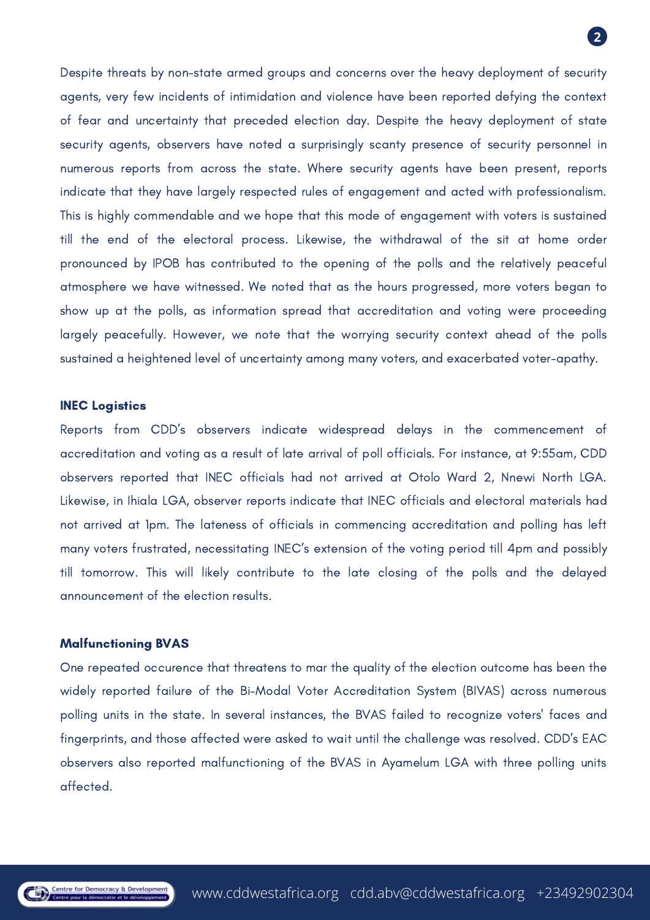Despite threats by non-state armed groups and concerns over the heavy deployment of security agents, very few incidents of intimidation and violence have been reported defying the context of fear and uncertainty that preceded election day. Despite the heavy deployment of state security agents, observers have noted a surprisingly scanty presence of security personnel in numerous reports from across the state. Where security agents have been present, reports indicate that they have largely respected rules of engagement and acted with professionalism. This is highly commendable and we hope that this mode of engagement with voters is sustained till the end of the electoral process. Likewise, the withdrawal of the sit at home order pronounced by IPOB has contributed to the opening of the polls and the relatively peaceful atmosphere we have witnessed. We noted that as the hours progressed, more voters began to show up at the polls, as information spread that accreditation and voting were proceeding largely peacefully. However, we note that the worrying security context ahead of the polls sustained a heightened level of uncertainty among many voters, and exacerbated voter-apathy.

**INEC Logistics**

Reports from CDD's observers indicate widespread delays in the commencement of accreditation and voting as a result of late arrival of poll officials. For instance, at 9:55am, CDD observers reported that INEC officials had not arrived at Otolo Ward 2, Nnewi North LGA. Likewise, in Ihiala LGA, observer reports indicate that INEC officials and electoral materials had not arrived at 1pm. The lateness of officials in commencing accreditation and polling has left many voters frustrated, necessitating INEC's extension of the voting period till 4pm and possibly till tomorrow. This will likely contribute to the late closing of the polls and the delayed announcement of the election results.

**Malfunctioning BVAS**

One repeated occurence that threatens to mar the quality of the election outcome has been the widely reported failure of the Bi-Modal Voter Accreditation System (BIVAS) across numerous polling units in the state. In several instances, the BVAS failed to recognize voters' faces and fingerprints, and those affected were asked to wait until the challenge was resolved. CDD's EAC observers also reported malfunctioning of the BVAS in Ayamelum LGA with three polling units affected.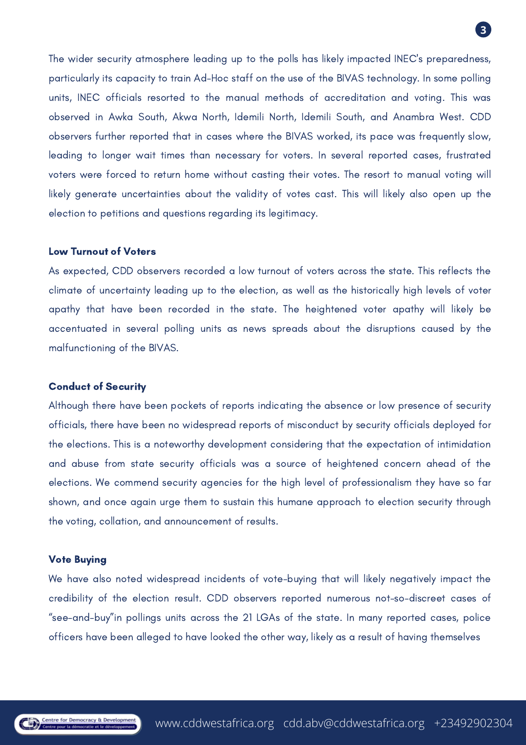The wider security atmosphere leading up to the polls has likely impacted INEC's preparedness, particularly its capacity to train Ad-Hoc staff on the use of the BIVAS technology. In some polling units, INEC officials resorted to the manual methods of accreditation and voting. This was observed in Awka South, Akwa North, Idemili North, Idemili South, and Anambra West. CDD observers further reported that in cases where the BIVAS worked, its pace was frequently slow, leading to longer wait times than necessary for voters. In several reported cases, frustrated voters were forced to return home without casting their votes. The resort to manual voting will likely generate uncertainties about the validity of votes cast. This will likely also open up the election to petitions and questions regarding its legitimacy.

**Low Turnout of Voters**

As expected, CDD observers recorded a low turnout of voters across the state. This reflects the climate of uncertainty leading up to the election, as well as the historically high levels of voter apathy that have been recorded in the state. The heightened voter apathy will likely be accentuated in several polling units as news spreads about the disruptions caused by the malfunctioning of the BIVAS.

**Conduct of Security**

Although there have been pockets of reports indicating the absence or low presence of security officials, there have been no widespread reports of misconduct by security officials deployed for the elections. This is a noteworthy development considering that the expectation of intimidation and abuse from state security officials was a source of heightened concern ahead of the elections. We commend security agencies for the high level of professionalism they have so far shown, and once again urge them to sustain this humane approach to election security through the voting, collation, and announcement of results.

**Vote Buying**

We have also noted widespread incidents of vote-buying that will likely negatively impact the credibility of the election result. CDD observers reported numerous not-so-discreet cases of "see-and-buy"in pollings units across the 21 LGAs of the state. In many reported cases, police officers have been alleged to have looked the other way, likely as a result of having themselves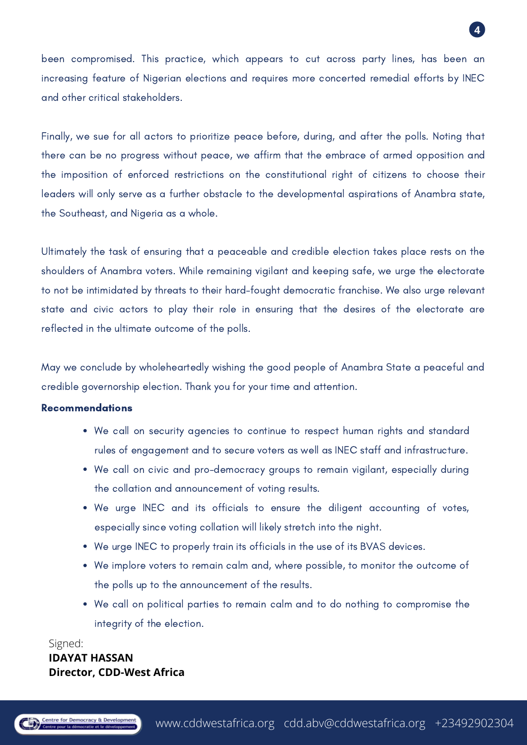been compromised. This practice, which appears to cut across party lines, has been an increasing feature of Nigerian elections and requires more concerted remedial efforts by INEC and other critical stakeholders.

Finally, we sue for all actors to prioritize peace before, during, and after the polls. Noting that there can be no progress without peace, we affirm that the embrace of armed opposition and the imposition of enforced restrictions on the constitutional right of citizens to choose their leaders will only serve as a further obstacle to the developmental aspirations of Anambra state, the Southeast, and Nigeria as a whole.

Ultimately the task of ensuring that a peaceable and credible election takes place rests on the shoulders of Anambra voters. While remaining vigilant and keeping safe, we urge the electorate to not be intimidated by threats to their hard-fought democratic franchise. We also urge relevant state and civic actors to play their role in ensuring that the desires of the electorate are reflected in the ultimate outcome of the polls.

May we conclude by wholeheartedly wishing the good people of Anambra State a peaceful and credible governorship election. Thank you for your time and attention.

**Recommendations**

- We call on security agencies to continue to respect human rights and standard rules of engagement and to secure voters as well as INEC staff and infrastructure.
- We call on civic and pro-democracy groups to remain vigilant, especially during the collation and announcement of voting results.
- We urge INEC and its officials to ensure the diligent accounting of votes, especially since voting collation will likely stretch into the night.
- We urge INEC to properly train its officials in the use of its BVAS devices.
- We implore voters to remain calm and, where possible, to monitor the outcome of the polls up to the announcement of the results.
- We call on political parties to remain calm and to do nothing to compromise the integrity of the election.

Signed:
**IDAYAT HASSAN**
**Director, CDD-West Africa**